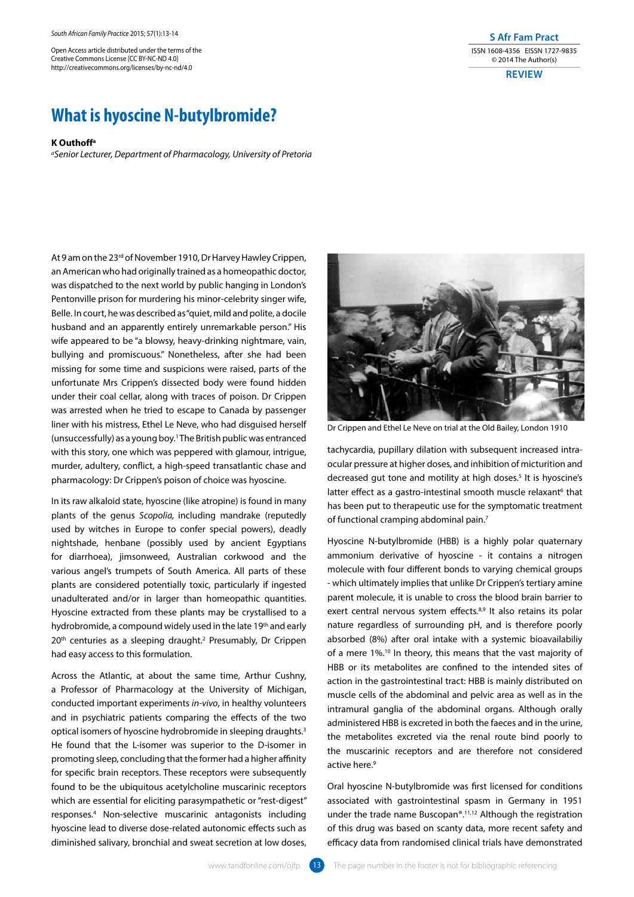# What is hyoscine N-butylbromide?

**K Outhoff**[a]

[a]*Senior Lecturer, Department of Pharmacology, University of Pretoria*

At 9 am on the 23rd of November 1910, Dr Harvey Hawley Crippen, an American who had originally trained as a homeopathic doctor, was dispatched to the next world by public hanging in London's Pentonville prison for murdering his minor-celebrity singer wife, Belle. In court, he was described as "quiet, mild and polite, a docile husband and an apparently entirely unremarkable person." His wife appeared to be "a blowsy, heavy-drinking nightmare, vain, bullying and promiscuous." Nonetheless, after she had been missing for some time and suspicions were raised, parts of the unfortunate Mrs Crippen's dissected body were found hidden under their coal cellar, along with traces of poison. Dr Crippen was arrested when he tried to escape to Canada by passenger liner with his mistress, Ethel Le Neve, who had disguised herself (unsuccessfully) as a young boy.[1] The British public was entranced with this story, one which was peppered with glamour, intrigue, murder, adultery, conflict, a high-speed transatlantic chase and pharmacology: Dr Crippen's poison of choice was hyoscine.

In its raw alkaloid state, hyoscine (like atropine) is found in many plants of the genus *Scopolia,* including mandrake (reputedly used by witches in Europe to confer special powers), deadly nightshade, henbane (possibly used by ancient Egyptians for diarrhoea), jimsonweed, Australian corkwood and the various angel's trumpets of South America. All parts of these plants are considered potentially toxic, particularly if ingested unadulterated and/or in larger than homeopathic quantities. Hyoscine extracted from these plants may be crystallised to a hydrobromide, a compound widely used in the late 19th and early 20th centuries as a sleeping draught.[2] Presumably, Dr Crippen had easy access to this formulation.

Across the Atlantic, at about the same time, Arthur Cushny, a Professor of Pharmacology at the University of Michigan, conducted important experiments *in-vivo*, in healthy volunteers and in psychiatric patients comparing the effects of the two optical isomers of hyoscine hydrobromide in sleeping draughts.[3] He found that the L-isomer was superior to the D-isomer in promoting sleep, concluding that the former had a higher affinity for specific brain receptors. These receptors were subsequently found to be the ubiquitous acetylcholine muscarinic receptors which are essential for eliciting parasympathetic or "rest-digest" responses.[4] Non-selective muscarinic antagonists including hyoscine lead to diverse dose-related autonomic effects such as diminished salivary, bronchial and sweat secretion at low doses, tachycardia, pupillary dilation with subsequent increased intraocular pressure at higher doses, and inhibition of micturition and decreased gut tone and motility at high doses.[5] It is hyoscine's latter effect as a gastro-intestinal smooth muscle relaxant[6] that has been put to therapeutic use for the symptomatic treatment of functional cramping abdominal pain.[7]

Dr Crippen and Ethel Le Neve on trial at the Old Bailey, London 1910

Hyoscine N-butylbromide (HBB) is a highly polar quaternary ammonium derivative of hyoscine - it contains a nitrogen molecule with four different bonds to varying chemical groups - which ultimately implies that unlike Dr Crippen's tertiary amine parent molecule, it is unable to cross the blood brain barrier to exert central nervous system effects.[8,9] It also retains its polar nature regardless of surrounding pH, and is therefore poorly absorbed (8%) after oral intake with a systemic bioavailabiliy of a mere 1%.[10] In theory, this means that the vast majority of HBB or its metabolites are confined to the intended sites of action in the gastrointestinal tract: HBB is mainly distributed on muscle cells of the abdominal and pelvic area as well as in the intramural ganglia of the abdominal organs. Although orally administered HBB is excreted in both the faeces and in the urine, the metabolites excreted via the renal route bind poorly to the muscarinic receptors and are therefore not considered active here.[9]

Oral hyoscine N-butylbromide was first licensed for conditions associated with gastrointestinal spasm in Germany in 1951 under the trade name Buscopan®.[11,12] Although the registration of this drug was based on scanty data, more recent safety and efficacy data from randomised clinical trials have demonstrated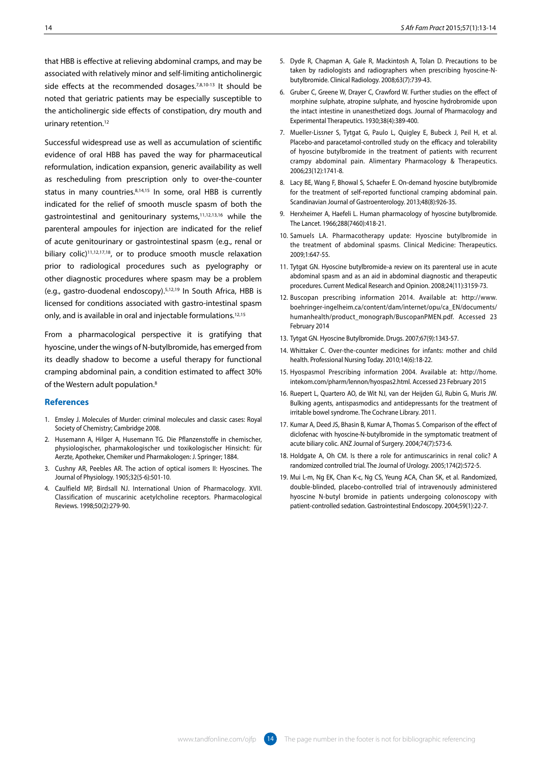that HBB is effective at relieving abdominal cramps, and may be associated with relatively minor and self-limiting anticholinergic side effects at the recommended dosages.[7,8,10-13] It should be noted that geriatric patients may be especially susceptible to the anticholinergic side effects of constipation, dry mouth and urinary retention.[12]

Successful widespread use as well as accumulation of scientific evidence of oral HBB has paved the way for pharmaceutical reformulation, indication expansion, generic availability as well as rescheduling from prescription only to over-the-counter status in many countries.[8,14,15] In some, oral HBB is currently indicated for the relief of smooth muscle spasm of both the gastrointestinal and genitourinary systems,[11,12,13,16] while the parenteral ampoules for injection are indicated for the relief of acute genitourinary or gastrointestinal spasm (e.g., renal or biliary colic)[11,12,17,18], or to produce smooth muscle relaxation prior to radiological procedures such as pyelography or other diagnostic procedures where spasm may be a problem (e.g., gastro-duodenal endoscopy).[5,12,19] In South Africa, HBB is licensed for conditions associated with gastro-intestinal spasm only, and is available in oral and injectable formulations.[12,15]

From a pharmacological perspective it is gratifying that hyoscine, under the wings of N-butylbromide, has emerged from its deadly shadow to become a useful therapy for functional cramping abdominal pain, a condition estimated to affect 30% of the Western adult population.[8]

## References

1. Emsley J. Molecules of Murder: criminal molecules and classic cases: Royal Society of Chemistry; Cambridge 2008.
2. Husemann A, Hilger A, Husemann TG. Die Pflanzenstoffe in chemischer, physiologischer, pharmakologischer und toxikologischer Hinsicht: für Aerzte, Apotheker, Chemiker und Pharmakologen: J. Springer; 1884.
3. Cushny AR, Peebles AR. The action of optical isomers II: Hyoscines. The Journal of Physiology. 1905;32(5-6):501-10.
4. Caulfield MP, Birdsall NJ. International Union of Pharmacology. XVII. Classification of muscarinic acetylcholine receptors. Pharmacological Reviews. 1998;50(2):279-90.
5. Dyde R, Chapman A, Gale R, Mackintosh A, Tolan D. Precautions to be taken by radiologists and radiographers when prescribing hyoscine-N-butylbromide. Clinical Radiology. 2008;63(7):739-43.
6. Gruber C, Greene W, Drayer C, Crawford W. Further studies on the effect of morphine sulphate, atropine sulphate, and hyoscine hydrobromide upon the intact intestine in unanesthetized dogs. Journal of Pharmacology and Experimental Therapeutics. 1930;38(4):389-400.
7. Mueller-Lissner S, Tytgat G, Paulo L, Quigley E, Bubeck J, Peil H, et al. Placebo-and paracetamol-controlled study on the efficacy and tolerability of hyoscine butylbromide in the treatment of patients with recurrent crampy abdominal pain. Alimentary Pharmacology & Therapeutics. 2006;23(12):1741-8.
8. Lacy BE, Wang F, Bhowal S, Schaefer E. On-demand hyoscine butylbromide for the treatment of self-reported functional cramping abdominal pain. Scandinavian Journal of Gastroenterology. 2013;48(8):926-35.
9. Herxheimer A, Haefeli L. Human pharmacology of hyoscine butylbromide. The Lancet. 1966;288(7460):418-21.
10. Samuels LA. Pharmacotherapy update: Hyoscine butylbromide in the treatment of abdominal spasms. Clinical Medicine: Therapeutics. 2009;1:647-55.
11. Tytgat GN. Hyoscine butylbromide-a review on its parenteral use in acute abdominal spasm and as an aid in abdominal diagnostic and therapeutic procedures. Current Medical Research and Opinion. 2008;24(11):3159-73.
12. Buscopan prescribing information 2014. Available at: http://www.boehringer-ingelheim.ca/content/dam/internet/opu/ca_EN/documents/humanhealth/product_monograph/BuscopanPMEN.pdf. Accessed 23 February 2014
13. Tytgat GN. Hyoscine Butylbromide. Drugs. 2007;67(9):1343-57.
14. Whittaker C. Over-the-counter medicines for infants: mother and child health. Professional Nursing Today. 2010;14(6):18-22.
15. Hyospasmol Prescribing information 2004. Available at: http://home.intekom.com/pharm/lennon/hyospas2.html. Accessed 23 February 2015
16. Ruepert L, Quartero AO, de Wit NJ, van der Heijden GJ, Rubin G, Muris JW. Bulking agents, antispasmodics and antidepressants for the treatment of irritable bowel syndrome. The Cochrane Library. 2011.
17. Kumar A, Deed JS, Bhasin B, Kumar A, Thomas S. Comparison of the effect of diclofenac with hyoscine-N-butylbromide in the symptomatic treatment of acute biliary colic. ANZ Journal of Surgery. 2004;74(7):573-6.
18. Holdgate A, Oh CM. Is there a role for antimuscarinics in renal colic? A randomized controlled trial. The Journal of Urology. 2005;174(2):572-5.
19. Mui L-m, Ng EK, Chan K-c, Ng CS, Yeung ACA, Chan SK, et al. Randomized, double-blinded, placebo-controlled trial of intravenously administered hyoscine N-butyl bromide in patients undergoing colonoscopy with patient-controlled sedation. Gastrointestinal Endoscopy. 2004;59(1):22-7.